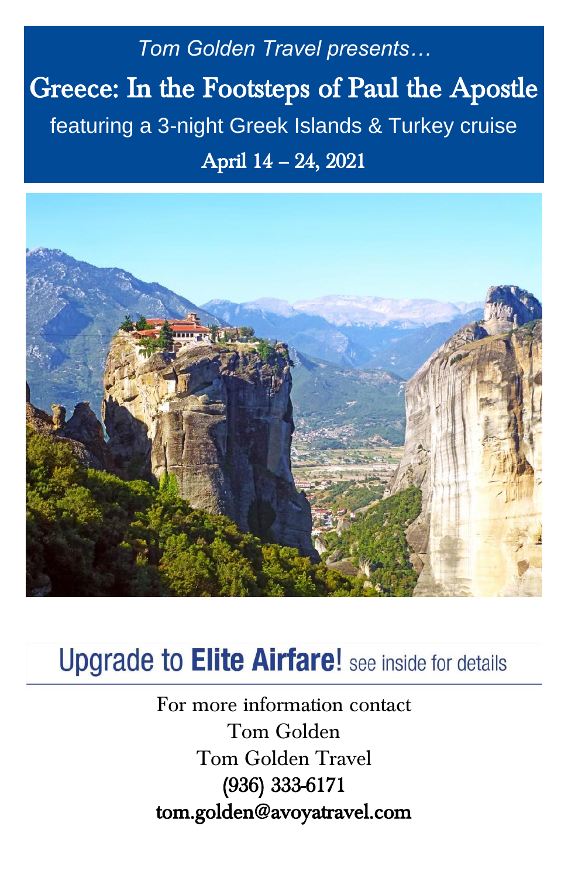*Tom Golden Travel presents…*

# Greece: In the Footsteps of Paul the Apostle

featuring a 3-night Greek Islands & Turkey cruise

April 14 – 24, 2021

## Upgrade to **Elite Airfare!** see inside for details

For more information contact
Tom Golden
Tom Golden Travel
(936) 333-6171
tom.golden@avoyatravel.com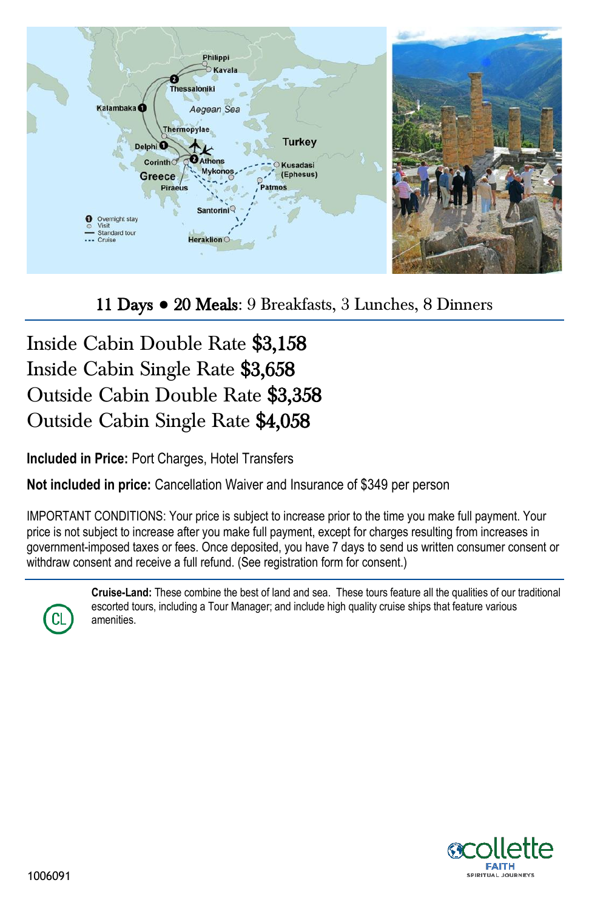**11 Days • 20 Meals**: 9 Breakfasts, 3 Lunches, 8 Dinners

Inside Cabin Double Rate **$3,158**
Inside Cabin Single Rate **$3,658**
Outside Cabin Double Rate **$3,358**
Outside Cabin Single Rate **$4,058**

**Included in Price:** Port Charges, Hotel Transfers

**Not included in price:** Cancellation Waiver and Insurance of $349 per person

IMPORTANT CONDITIONS: Your price is subject to increase prior to the time you make full payment. Your price is not subject to increase after you make full payment, except for charges resulting from increases in government-imposed taxes or fees. Once deposited, you have 7 days to send us written consumer consent or withdraw consent and receive a full refund. (See registration form for consent.)

**Cruise-Land:** These combine the best of land and sea. These tours feature all the qualities of our traditional escorted tours, including a Tour Manager; and include high quality cruise ships that feature various amenities.

1006091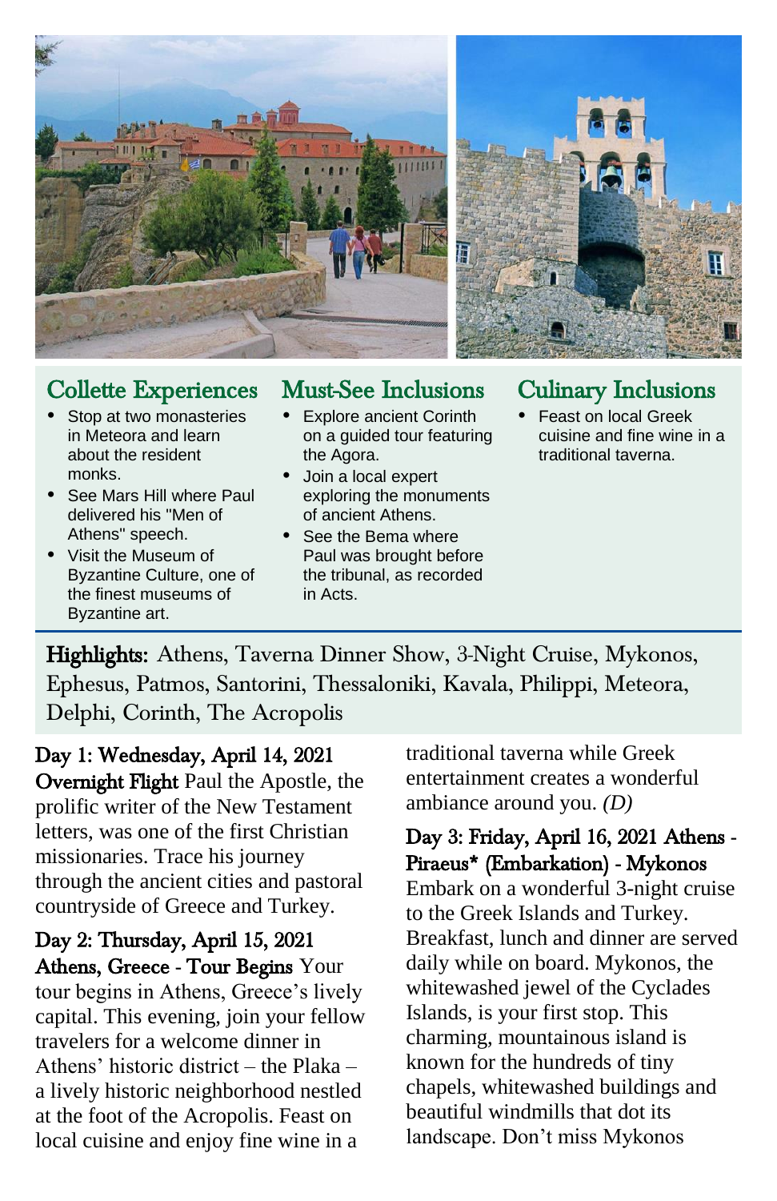## Collette Experiences

- Stop at two monasteries in Meteora and learn about the resident monks.
- See Mars Hill where Paul delivered his "Men of Athens" speech.
- Visit the Museum of Byzantine Culture, one of the finest museums of Byzantine art.

## Must-See Inclusions

- Explore ancient Corinth on a guided tour featuring the Agora.
- Join a local expert exploring the monuments of ancient Athens.
- See the Bema where Paul was brought before the tribunal, as recorded in Acts.

## Culinary Inclusions

- Feast on local Greek cuisine and fine wine in a traditional taverna.

**Highlights:** Athens, Taverna Dinner Show, 3-Night Cruise, Mykonos, Ephesus, Patmos, Santorini, Thessaloniki, Kavala, Philippi, Meteora, Delphi, Corinth, The Acropolis

**Day 1: Wednesday, April 14, 2021 Overnight Flight** Paul the Apostle, the prolific writer of the New Testament letters, was one of the first Christian missionaries. Trace his journey through the ancient cities and pastoral countryside of Greece and Turkey.

**Day 2: Thursday, April 15, 2021 Athens, Greece - Tour Begins** Your tour begins in Athens, Greece's lively capital. This evening, join your fellow travelers for a welcome dinner in Athens' historic district – the Plaka – a lively historic neighborhood nestled at the foot of the Acropolis. Feast on local cuisine and enjoy fine wine in a traditional taverna while Greek entertainment creates a wonderful ambiance around you. *(D)*

**Day 3: Friday, April 16, 2021 Athens - Piraeus* (Embarkation) - Mykonos** Embark on a wonderful 3-night cruise to the Greek Islands and Turkey. Breakfast, lunch and dinner are served daily while on board. Mykonos, the whitewashed jewel of the Cyclades Islands, is your first stop. This charming, mountainous island is known for the hundreds of tiny chapels, whitewashed buildings and beautiful windmills that dot its landscape. Don't miss Mykonos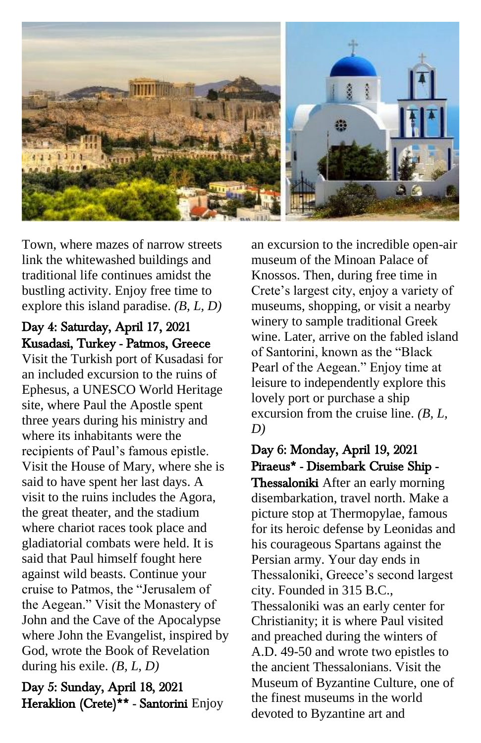Town, where mazes of narrow streets link the whitewashed buildings and traditional life continues amidst the bustling activity. Enjoy free time to explore this island paradise. *(B, L, D)*

**Day 4: Saturday, April 17, 2021**
**Kusadasi, Turkey - Patmos, Greece**
Visit the Turkish port of Kusadasi for an included excursion to the ruins of Ephesus, a UNESCO World Heritage site, where Paul the Apostle spent three years during his ministry and where its inhabitants were the recipients of Paul's famous epistle. Visit the House of Mary, where she is said to have spent her last days. A visit to the ruins includes the Agora, the great theater, and the stadium where chariot races took place and gladiatorial combats were held. It is said that Paul himself fought here against wild beasts. Continue your cruise to Patmos, the "Jerusalem of the Aegean." Visit the Monastery of John and the Cave of the Apocalypse where John the Evangelist, inspired by God, wrote the Book of Revelation during his exile. *(B, L, D)*

**Day 5: Sunday, April 18, 2021**
**Heraklion (Crete)** - Santorini** Enjoy an excursion to the incredible open-air museum of the Minoan Palace of Knossos. Then, during free time in Crete's largest city, enjoy a variety of museums, shopping, or visit a nearby winery to sample traditional Greek wine. Later, arrive on the fabled island of Santorini, known as the "Black Pearl of the Aegean." Enjoy time at leisure to independently explore this lovely port or purchase a ship excursion from the cruise line. *(B, L, D)*

**Day 6: Monday, April 19, 2021**
**Piraeus* - Disembark Cruise Ship - Thessaloniki** After an early morning disembarkation, travel north. Make a picture stop at Thermopylae, famous for its heroic defense by Leonidas and his courageous Spartans against the Persian army. Your day ends in Thessaloniki, Greece's second largest city. Founded in 315 B.C., Thessaloniki was an early center for Christianity; it is where Paul visited and preached during the winters of A.D. 49-50 and wrote two epistles to the ancient Thessalonians. Visit the Museum of Byzantine Culture, one of the finest museums in the world devoted to Byzantine art and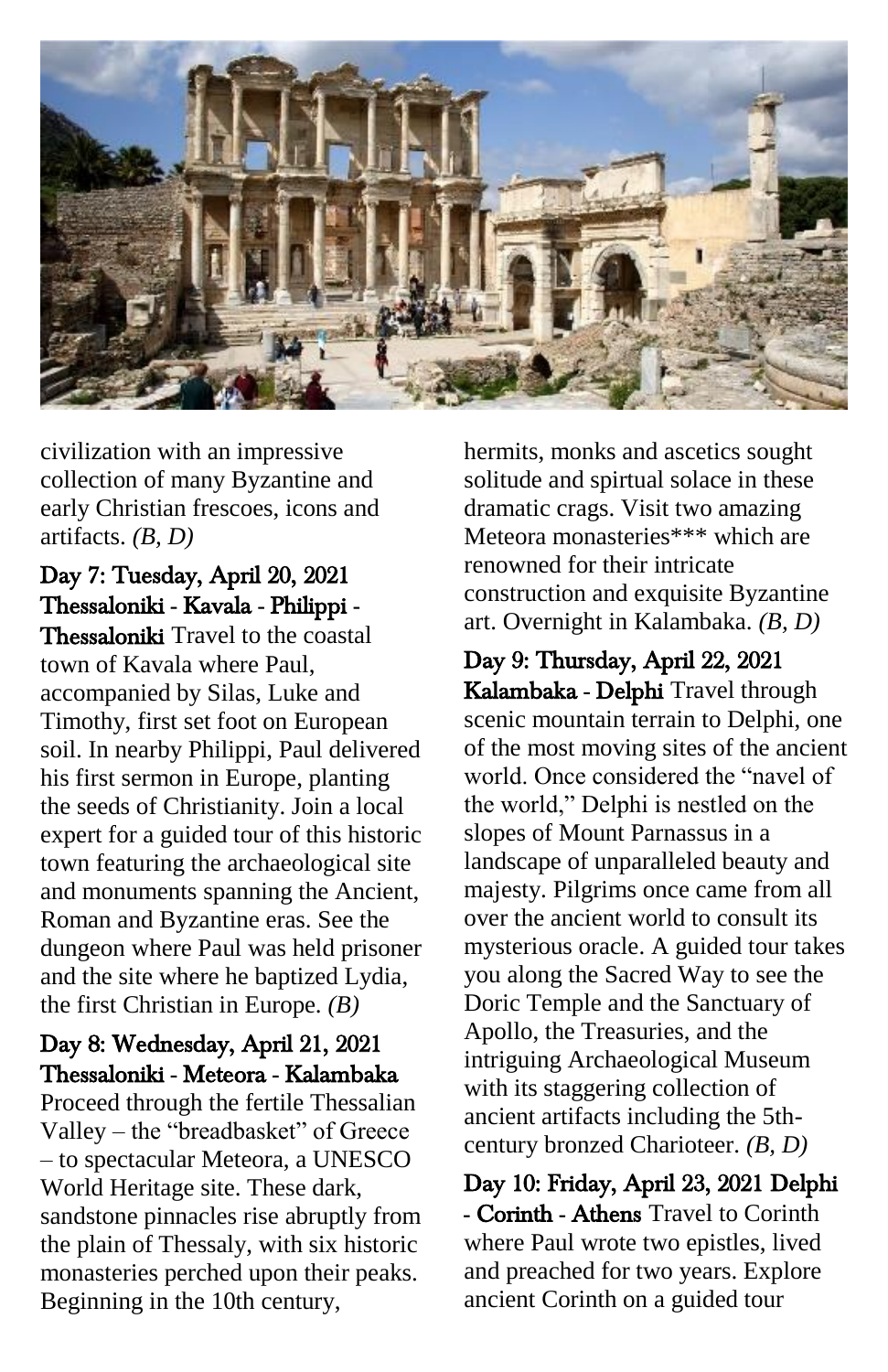civilization with an impressive collection of many Byzantine and early Christian frescoes, icons and artifacts. *(B, D)*

**Day 7: Tuesday, April 20, 2021 Thessaloniki - Kavala - Philippi - Thessaloniki** Travel to the coastal town of Kavala where Paul, accompanied by Silas, Luke and Timothy, first set foot on European soil. In nearby Philippi, Paul delivered his first sermon in Europe, planting the seeds of Christianity. Join a local expert for a guided tour of this historic town featuring the archaeological site and monuments spanning the Ancient, Roman and Byzantine eras. See the dungeon where Paul was held prisoner and the site where he baptized Lydia, the first Christian in Europe. *(B)*

**Day 8: Wednesday, April 21, 2021 Thessaloniki - Meteora - Kalambaka** Proceed through the fertile Thessalian Valley – the "breadbasket" of Greece – to spectacular Meteora, a UNESCO World Heritage site. These dark, sandstone pinnacles rise abruptly from the plain of Thessaly, with six historic monasteries perched upon their peaks. Beginning in the 10th century, hermits, monks and ascetics sought solitude and spirtual solace in these dramatic crags. Visit two amazing Meteora monasteries*** which are renowned for their intricate construction and exquisite Byzantine art. Overnight in Kalambaka. *(B, D)*

**Day 9: Thursday, April 22, 2021 Kalambaka - Delphi** Travel through scenic mountain terrain to Delphi, one of the most moving sites of the ancient world. Once considered the "navel of the world," Delphi is nestled on the slopes of Mount Parnassus in a landscape of unparalleled beauty and majesty. Pilgrims once came from all over the ancient world to consult its mysterious oracle. A guided tour takes you along the Sacred Way to see the Doric Temple and the Sanctuary of Apollo, the Treasuries, and the intriguing Archaeological Museum with its staggering collection of ancient artifacts including the 5th-century bronzed Charioteer. *(B, D)*

**Day 10: Friday, April 23, 2021 Delphi - Corinth - Athens** Travel to Corinth where Paul wrote two epistles, lived and preached for two years. Explore ancient Corinth on a guided tour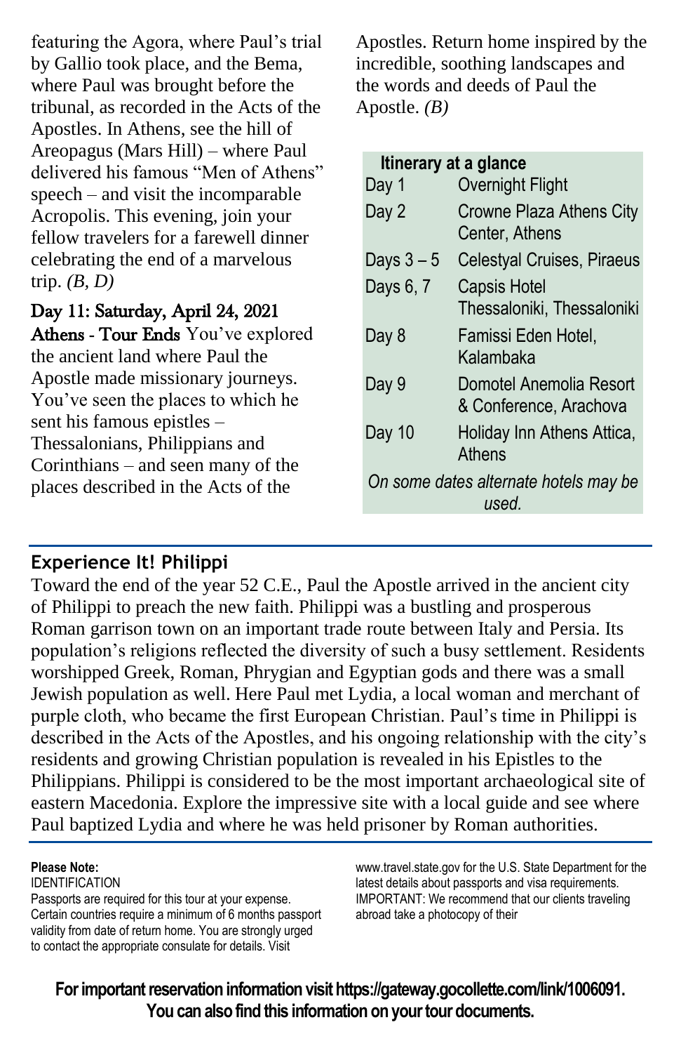featuring the Agora, where Paul's trial by Gallio took place, and the Bema, where Paul was brought before the tribunal, as recorded in the Acts of the Apostles. In Athens, see the hill of Areopagus (Mars Hill) – where Paul delivered his famous "Men of Athens" speech – and visit the incomparable Acropolis. This evening, join your fellow travelers for a farewell dinner celebrating the end of a marvelous trip. *(B, D)*

**Day 11: Saturday, April 24, 2021**

**Athens - Tour Ends** You've explored the ancient land where Paul the Apostle made missionary journeys. You've seen the places to which he sent his famous epistles – Thessalonians, Philippians and Corinthians – and seen many of the places described in the Acts of the Apostles. Return home inspired by the incredible, soothing landscapes and the words and deeds of Paul the Apostle. *(B)*

**Itinerary at a glance**

| Day | Hotel |
|---|---|
| Day 1 | Overnight Flight |
| Day 2 | Crowne Plaza Athens City Center, Athens |
| Days 3 – 5 | Celestyal Cruises, Piraeus |
| Days 6, 7 | Capsis Hotel Thessaloniki, Thessaloniki |
| Day 8 | Famissi Eden Hotel, Kalambaka |
| Day 9 | Domotel Anemolia Resort & Conference, Arachova |
| Day 10 | Holiday Inn Athens Attica, Athens |

*On some dates alternate hotels may be used.*

## Experience It! Philippi

Toward the end of the year 52 C.E., Paul the Apostle arrived in the ancient city of Philippi to preach the new faith. Philippi was a bustling and prosperous Roman garrison town on an important trade route between Italy and Persia. Its population's religions reflected the diversity of such a busy settlement. Residents worshipped Greek, Roman, Phrygian and Egyptian gods and there was a small Jewish population as well. Here Paul met Lydia, a local woman and merchant of purple cloth, who became the first European Christian. Paul's time in Philippi is described in the Acts of the Apostles, and his ongoing relationship with the city's residents and growing Christian population is revealed in his Epistles to the Philippians. Philippi is considered to be the most important archaeological site of eastern Macedonia. Explore the impressive site with a local guide and see where Paul baptized Lydia and where he was held prisoner by Roman authorities.

**Please Note:**

IDENTIFICATION

Passports are required for this tour at your expense. Certain countries require a minimum of 6 months passport validity from date of return home. You are strongly urged to contact the appropriate consulate for details. Visit www.travel.state.gov for the U.S. State Department for the latest details about passports and visa requirements.

IMPORTANT: We recommend that our clients traveling abroad take a photocopy of their

**For important reservation information visit https://gateway.gocollette.com/link/1006091. You can also find this information on your tour documents.**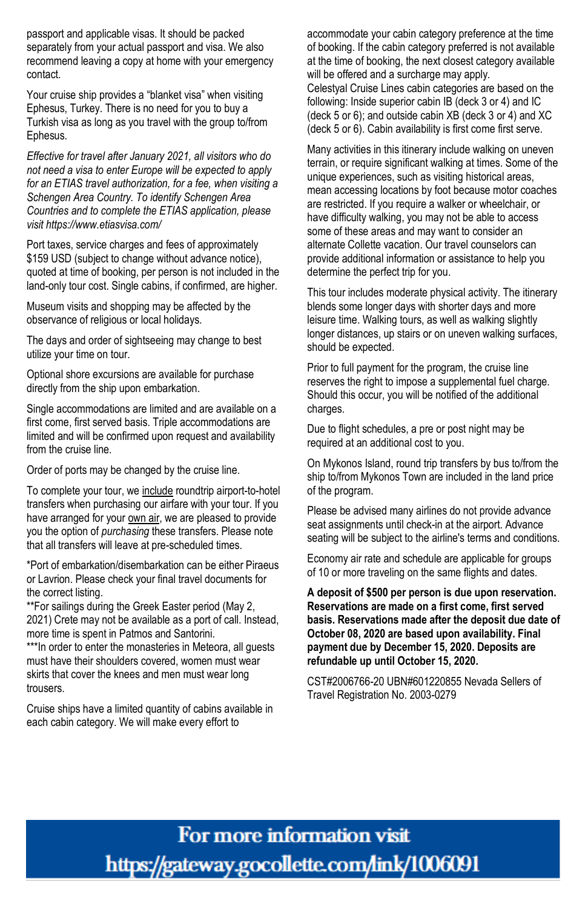passport and applicable visas. It should be packed separately from your actual passport and visa. We also recommend leaving a copy at home with your emergency contact.

Your cruise ship provides a "blanket visa" when visiting Ephesus, Turkey. There is no need for you to buy a Turkish visa as long as you travel with the group to/from Ephesus.

*Effective for travel after January 2021, all visitors who do not need a visa to enter Europe will be expected to apply for an ETIAS travel authorization, for a fee, when visiting a Schengen Area Country. To identify Schengen Area Countries and to complete the ETIAS application, please visit https://www.etiasvisa.com/*

Port taxes, service charges and fees of approximately $159 USD (subject to change without advance notice), quoted at time of booking, per person is not included in the land-only tour cost. Single cabins, if confirmed, are higher.

Museum visits and shopping may be affected by the observance of religious or local holidays.

The days and order of sightseeing may change to best utilize your time on tour.

Optional shore excursions are available for purchase directly from the ship upon embarkation.

Single accommodations are limited and are available on a first come, first served basis. Triple accommodations are limited and will be confirmed upon request and availability from the cruise line.

Order of ports may be changed by the cruise line.

To complete your tour, we include roundtrip airport-to-hotel transfers when purchasing our airfare with your tour. If you have arranged for your own air, we are pleased to provide you the option of *purchasing* these transfers. Please note that all transfers will leave at pre-scheduled times.

*Port of embarkation/disembarkation can be either Piraeus or Lavrion. Please check your final travel documents for the correct listing.
**For sailings during the Greek Easter period (May 2, 2021) Crete may not be available as a port of call. Instead, more time is spent in Patmos and Santorini.
***In order to enter the monasteries in Meteora, all guests must have their shoulders covered, women must wear skirts that cover the knees and men must wear long trousers.

Cruise ships have a limited quantity of cabins available in each cabin category. We will make every effort to accommodate your cabin category preference at the time of booking. If the cabin category preferred is not available at the time of booking, the next closest category available will be offered and a surcharge may apply.
Celestyal Cruise Lines cabin categories are based on the following: Inside superior cabin IB (deck 3 or 4) and IC (deck 5 or 6); and outside cabin XB (deck 3 or 4) and XC (deck 5 or 6). Cabin availability is first come first serve.

Many activities in this itinerary include walking on uneven terrain, or require significant walking at times. Some of the unique experiences, such as visiting historical areas, mean accessing locations by foot because motor coaches are restricted. If you require a walker or wheelchair, or have difficulty walking, you may not be able to access some of these areas and may want to consider an alternate Collette vacation. Our travel counselors can provide additional information or assistance to help you determine the perfect trip for you.

This tour includes moderate physical activity. The itinerary blends some longer days with shorter days and more leisure time. Walking tours, as well as walking slightly longer distances, up stairs or on uneven walking surfaces, should be expected.

Prior to full payment for the program, the cruise line reserves the right to impose a supplemental fuel charge. Should this occur, you will be notified of the additional charges.

Due to flight schedules, a pre or post night may be required at an additional cost to you.

On Mykonos Island, round trip transfers by bus to/from the ship to/from Mykonos Town are included in the land price of the program.

Please be advised many airlines do not provide advance seat assignments until check-in at the airport. Advance seating will be subject to the airline's terms and conditions.

Economy air rate and schedule are applicable for groups of 10 or more traveling on the same flights and dates.

**A deposit of $500 per person is due upon reservation. Reservations are made on a first come, first served basis. Reservations made after the deposit due date of October 08, 2020 are based upon availability. Final payment due by December 15, 2020. Deposits are refundable up until October 15, 2020.**

CST#2006766-20 UBN#601220855 Nevada Sellers of Travel Registration No. 2003-0279

**For more information visit https://gateway.gocollette.com/link/1006091**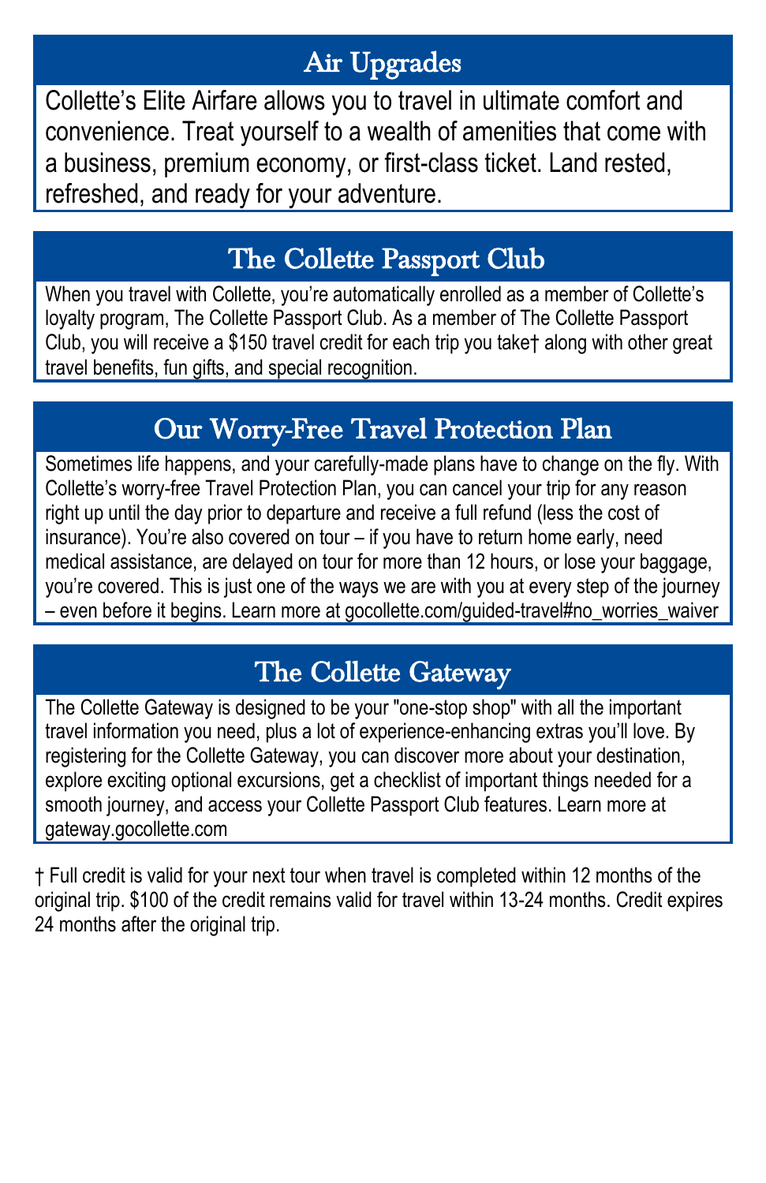## Air Upgrades

Collette's Elite Airfare allows you to travel in ultimate comfort and convenience. Treat yourself to a wealth of amenities that come with a business, premium economy, or first-class ticket. Land rested, refreshed, and ready for your adventure.

## The Collette Passport Club

When you travel with Collette, you're automatically enrolled as a member of Collette's loyalty program, The Collette Passport Club. As a member of The Collette Passport Club, you will receive a $150 travel credit for each trip you take† along with other great travel benefits, fun gifts, and special recognition.

## Our Worry-Free Travel Protection Plan

Sometimes life happens, and your carefully-made plans have to change on the fly. With Collette's worry-free Travel Protection Plan, you can cancel your trip for any reason right up until the day prior to departure and receive a full refund (less the cost of insurance). You're also covered on tour – if you have to return home early, need medical assistance, are delayed on tour for more than 12 hours, or lose your baggage, you're covered. This is just one of the ways we are with you at every step of the journey – even before it begins. Learn more at gocollette.com/guided-travel#no_worries_waiver

## The Collette Gateway

The Collette Gateway is designed to be your "one-stop shop" with all the important travel information you need, plus a lot of experience-enhancing extras you'll love. By registering for the Collette Gateway, you can discover more about your destination, explore exciting optional excursions, get a checklist of important things needed for a smooth journey, and access your Collette Passport Club features. Learn more at gateway.gocollette.com

† Full credit is valid for your next tour when travel is completed within 12 months of the original trip. $100 of the credit remains valid for travel within 13-24 months. Credit expires 24 months after the original trip.